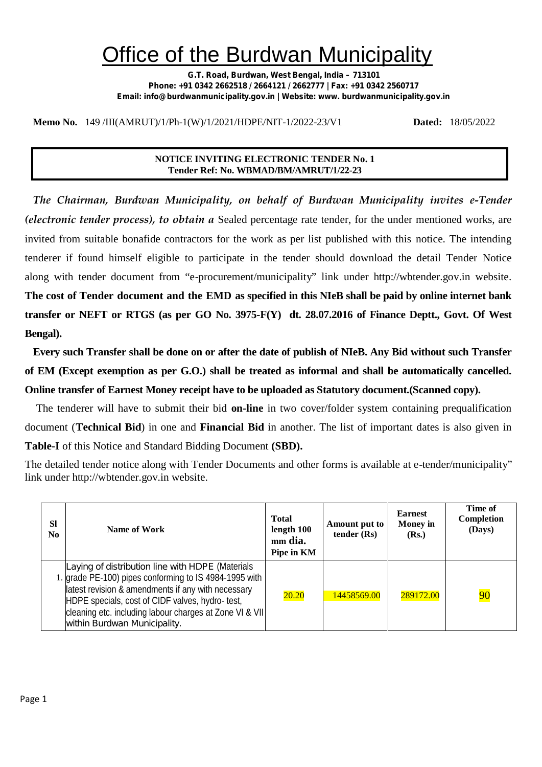# Office of the Burdwan Municipality

**G.T. Road, Burdwan, West Bengal, India – 713101**
**Phone: +91 0342 2662518 / 2664121 / 2662777 | Fax: +91 0342 2560717**
**Email: info@burdwanmunicipality.gov.in | Website: www. burdwanmunicipality.gov.in**

**Memo No.** 149 /III(AMRUT)/1/Ph-1(W)/1/2021/HDPE/NIT-1/2022-23/V1 **Dated:** 18/05/2022

**NOTICE INVITING ELECTRONIC TENDER No. 1**
**Tender Ref: No. WBMAD/BM/AMRUT/1/22-23**

*The Chairman, Burdwan Municipality, on behalf of Burdwan Municipality invites e-Tender (electronic tender process), to obtain a* Sealed percentage rate tender, for the under mentioned works, are invited from suitable bonafide contractors for the work as per list published with this notice. The intending tenderer if found himself eligible to participate in the tender should download the detail Tender Notice along with tender document from "e-procurement/municipality" link under http://wbtender.gov.in website. **The cost of Tender document and the EMD as specified in this NIeB shall be paid by online internet bank transfer or NEFT or RTGS (as per GO No. 3975-F(Y) dt. 28.07.2016 of Finance Deptt., Govt. Of West Bengal).**

**Every such Transfer shall be done on or after the date of publish of NIeB. Any Bid without such Transfer of EM (Except exemption as per G.O.) shall be treated as informal and shall be automatically cancelled. Online transfer of Earnest Money receipt have to be uploaded as Statutory document.(Scanned copy).**

The tenderer will have to submit their bid **on-line** in two cover/folder system containing prequalification document (**Technical Bid**) in one and **Financial Bid** in another. The list of important dates is also given in **Table-I** of this Notice and Standard Bidding Document **(SBD).**

The detailed tender notice along with Tender Documents and other forms is available at e-tender/municipality" link under http://wbtender.gov.in website.

| Sl No | Name of Work | Total length 100 mm dia. Pipe in KM | Amount put to tender (Rs) | Earnest Money in (Rs.) | Time of Completion (Days) |
|---|---|---|---|---|---|
| 1. | Laying of distribution line with HDPE (Materials grade PE-100) pipes conforming to IS 4984-1995 with latest revision & amendments if any with necessary HDPE specials, cost of CIDF valves, hydro- test, cleaning etc. including labour charges at Zone VI & VII within Burdwan Municipality. | 20.20 | 14458569.00 | 289172.00 | 90 |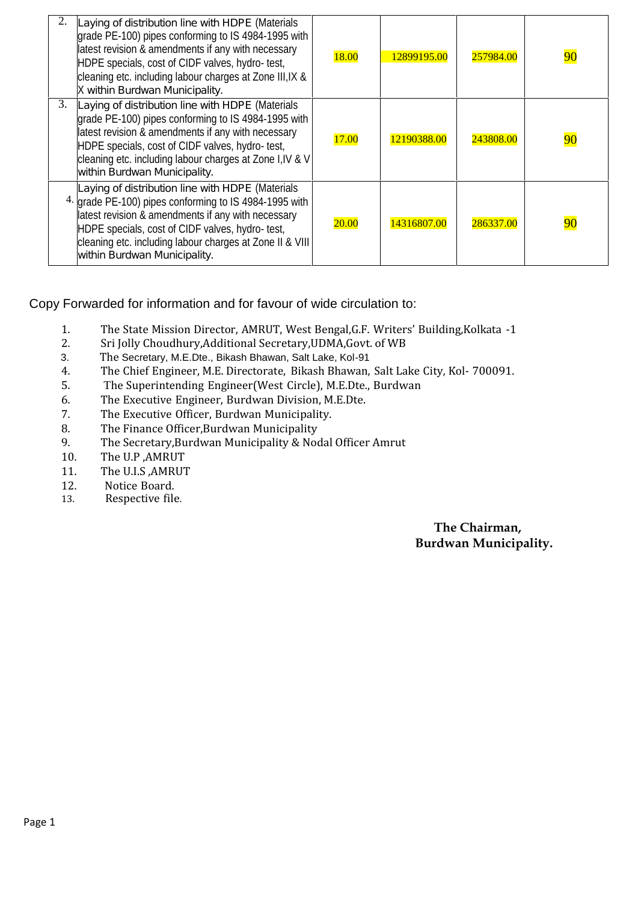| | | | | | |
|---|---|---|---|---|---|
| 2. | Laying of distribution line with HDPE (Materials grade PE-100) pipes conforming to IS 4984-1995 with latest revision & amendments if any with necessary HDPE specials, cost of CIDF valves, hydro- test, cleaning etc. including labour charges at Zone III,IX & X within Burdwan Municipality. | 18.00 | 12899195.00 | 257984.00 | 90 |
| 3. | Laying of distribution line with HDPE (Materials grade PE-100) pipes conforming to IS 4984-1995 with latest revision & amendments if any with necessary HDPE specials, cost of CIDF valves, hydro- test, cleaning etc. including labour charges at Zone I,IV & V within Burdwan Municipality. | 17.00 | 12190388.00 | 243808.00 | 90 |
| 4. | Laying of distribution line with HDPE (Materials grade PE-100) pipes conforming to IS 4984-1995 with latest revision & amendments if any with necessary HDPE specials, cost of CIDF valves, hydro- test, cleaning etc. including labour charges at Zone II & VIII within Burdwan Municipality. | 20.00 | 14316807.00 | 286337.00 | 90 |

Copy Forwarded for information and for favour of wide circulation to:

1. The State Mission Director, AMRUT, West Bengal,G.F. Writers' Building,Kolkata -1
2. Sri Jolly Choudhury,Additional Secretary,UDMA,Govt. of WB
3. The Secretary, M.E.Dte., Bikash Bhawan, Salt Lake, Kol-91
4. The Chief Engineer, M.E. Directorate, Bikash Bhawan, Salt Lake City, Kol- 700091.
5. The Superintending Engineer(West Circle), M.E.Dte., Burdwan
6. The Executive Engineer, Burdwan Division, M.E.Dte.
7. The Executive Officer, Burdwan Municipality.
8. The Finance Officer,Burdwan Municipality
9. The Secretary,Burdwan Municipality & Nodal Officer Amrut
10. The U.P ,AMRUT
11. The U.I.S ,AMRUT
12. Notice Board.
13. Respective file.

**The Chairman,**
**Burdwan Municipality.**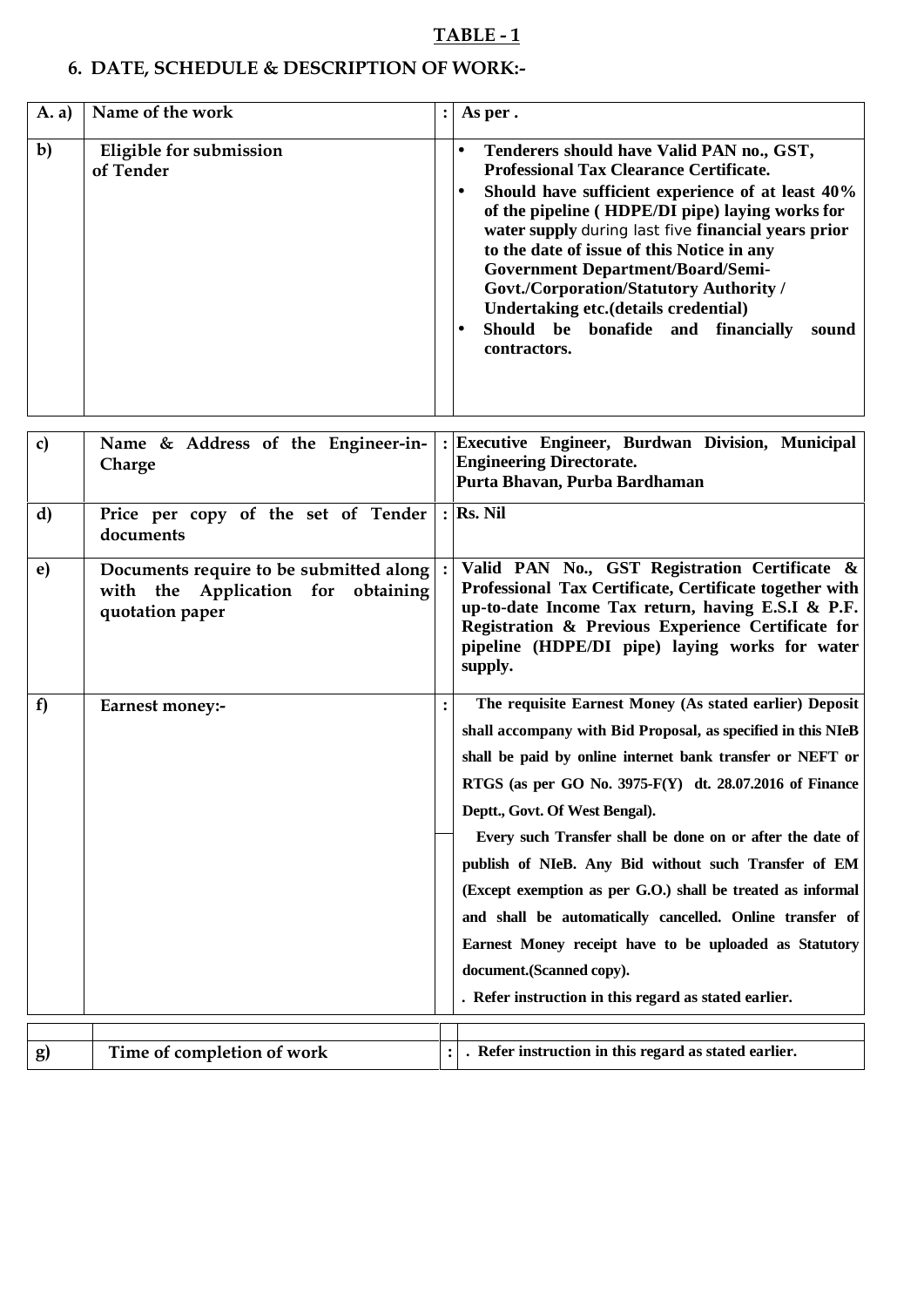## TABLE - 1

## 6. DATE, SCHEDULE & DESCRIPTION OF WORK:-

| | | | |
|---|---|---|---|
| **A. a)** | Name of the work | **:** | **As per .** |
| **b)** | **Eligible for submission of Tender** | | • **Tenderers should have Valid PAN no., GST, Professional Tax Clearance Certificate.**<br>• **Should have sufficient experience of at least 40% of the pipeline ( HDPE/DI pipe) laying works for water supply** during last five **financial years prior to the date of issue of this Notice in any Government Department/Board/Semi-Govt./Corporation/Statutory Authority / Undertaking etc.(details credential)**<br>• **Should be bonafide and financially sound contractors.** |
| **c)** | **Name & Address of the Engineer-in-Charge** | **:** | **Executive Engineer, Burdwan Division, Municipal Engineering Directorate. Purta Bhavan, Purba Bardhaman** |
| **d)** | **Price per copy of the set of Tender documents** | **:** | **Rs. Nil** |
| **e)** | **Documents require to be submitted along with the Application for obtaining quotation paper** | **:** | **Valid PAN No., GST Registration Certificate & Professional Tax Certificate, Certificate together with up-to-date Income Tax return, having E.S.I & P.F. Registration & Previous Experience Certificate for pipeline (HDPE/DI pipe) laying works for water supply.** |
| **f)** | **Earnest money:-** | **:** | **The requisite Earnest Money (As stated earlier) Deposit shall accompany with Bid Proposal, as specified in this NIeB shall be paid by online internet bank transfer or NEFT or RTGS (as per GO No. 3975-F(Y) dt. 28.07.2016 of Finance Deptt., Govt. Of West Bengal).**<br>**Every such Transfer shall be done on or after the date of publish of NIeB. Any Bid without such Transfer of EM (Except exemption as per G.O.) shall be treated as informal and shall be automatically cancelled. Online transfer of Earnest Money receipt have to be uploaded as Statutory document.(Scanned copy).**<br>**. Refer instruction in this regard as stated earlier.** |
| **g)** | **Time of completion of work** | **:** | **. Refer instruction in this regard as stated earlier.** |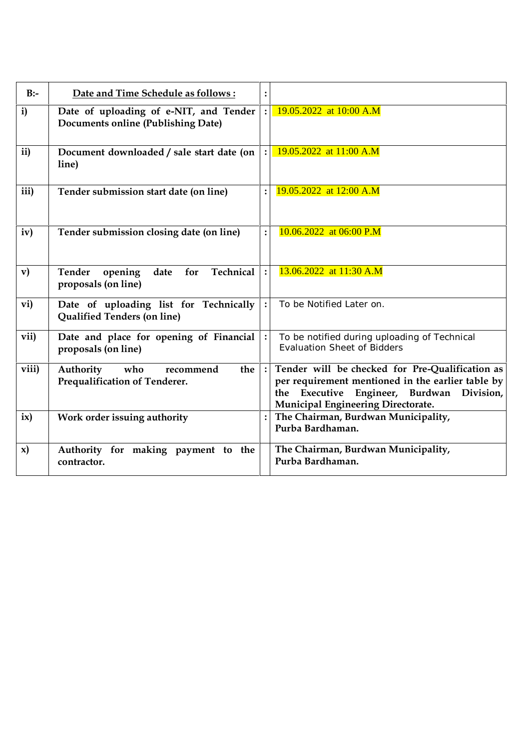| B:- | **Date and Time Schedule as follows :** | : | |
|---|---|---|---|
| **i)** | **Date of uploading of e-NIT, and Tender Documents online (Publishing Date)** | : | 19.05.2022 at 10:00 A.M |
| **ii)** | **Document downloaded / sale start date (on line)** | : | 19.05.2022 at 11:00 A.M |
| **iii)** | **Tender submission start date (on line)** | : | 19.05.2022 at 12:00 A.M |
| **iv)** | **Tender submission closing date (on line)** | : | 10.06.2022 at 06:00 P.M |
| **v)** | **Tender opening date for Technical proposals (on line)** | : | 13.06.2022 at 11:30 A.M |
| **vi)** | **Date of uploading list for Technically Qualified Tenders (on line)** | : | To be Notified Later on. |
| **vii)** | **Date and place for opening of Financial proposals (on line)** | : | To be notified during uploading of Technical Evaluation Sheet of Bidders |
| **viii)** | **Authority who recommend the Prequalification of Tenderer.** | : | **Tender will be checked for Pre-Qualification as per requirement mentioned in the earlier table by the Executive Engineer, Burdwan Division, Municipal Engineering Directorate.** |
| **ix)** | **Work order issuing authority** | : | **The Chairman, Burdwan Municipality, Purba Bardhaman.** |
| **x)** | **Authority for making payment to the contractor.** | | **The Chairman, Burdwan Municipality, Purba Bardhaman.** |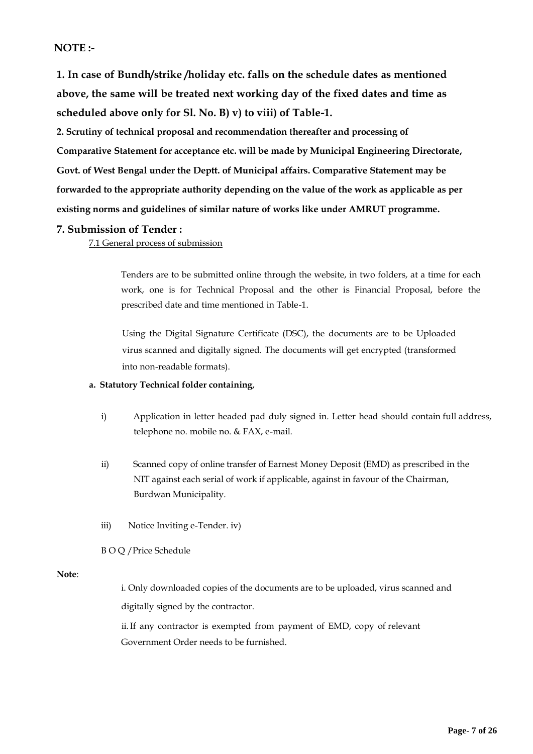**NOTE :-**

**1. In case of Bundh/strike /holiday etc. falls on the schedule dates as mentioned above, the same will be treated next working day of the fixed dates and time as scheduled above only for Sl. No. B) v) to viii) of Table-1.**

**2. Scrutiny of technical proposal and recommendation thereafter and processing of Comparative Statement for acceptance etc. will be made by Municipal Engineering Directorate, Govt. of West Bengal under the Deptt. of Municipal affairs. Comparative Statement may be forwarded to the appropriate authority depending on the value of the work as applicable as per existing norms and guidelines of similar nature of works like under AMRUT programme.**

## 7. Submission of Tender :

7.1 General process of submission

Tenders are to be submitted online through the website, in two folders, at a time for each work, one is for Technical Proposal and the other is Financial Proposal, before the prescribed date and time mentioned in Table-1.

Using the Digital Signature Certificate (DSC), the documents are to be Uploaded virus scanned and digitally signed. The documents will get encrypted (transformed into non-readable formats).

**a. Statutory Technical folder containing,**

i) Application in letter headed pad duly signed in. Letter head should contain full address, telephone no. mobile no. & FAX, e-mail.

ii) Scanned copy of online transfer of Earnest Money Deposit (EMD) as prescribed in the NIT against each serial of work if applicable, against in favour of the Chairman, Burdwan Municipality.

iii) Notice Inviting e-Tender. iv)

B O Q / Price Schedule

**Note**:

i. Only downloaded copies of the documents are to be uploaded, virus scanned and digitally signed by the contractor.

ii. If any contractor is exempted from payment of EMD, copy of relevant Government Order needs to be furnished.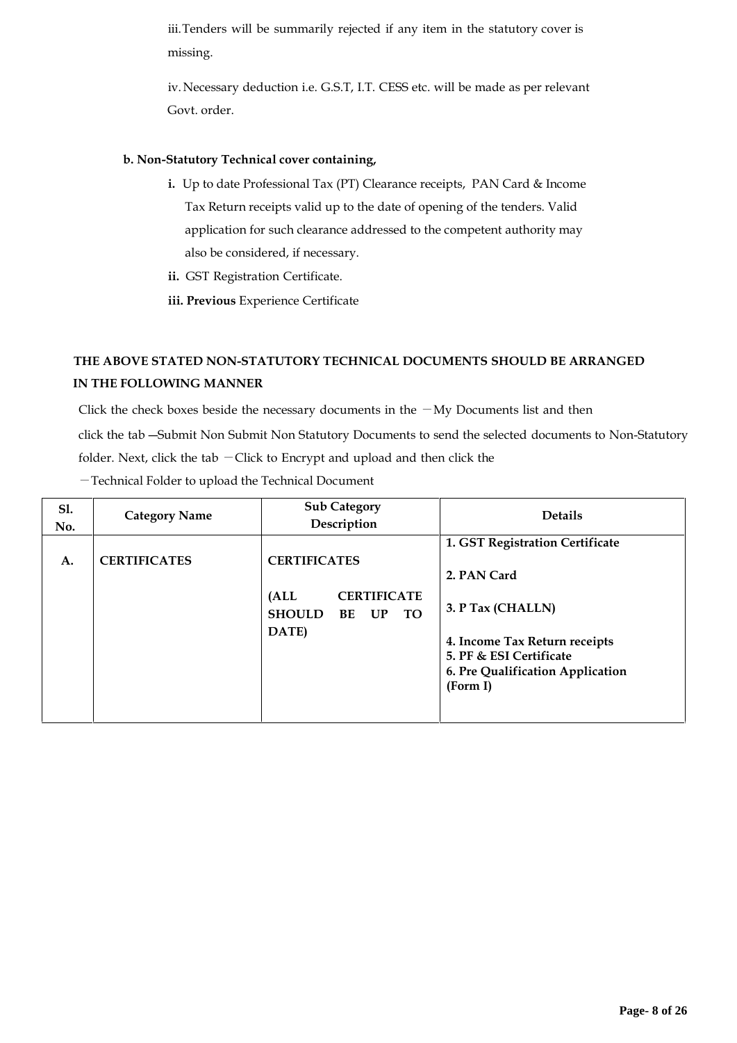iii. Tenders will be summarily rejected if any item in the statutory cover is missing.

iv. Necessary deduction i.e. G.S.T, I.T. CESS etc. will be made as per relevant Govt. order.

**b. Non-Statutory Technical cover containing,**

- **i.** Up to date Professional Tax (PT) Clearance receipts, PAN Card & Income Tax Return receipts valid up to the date of opening of the tenders. Valid application for such clearance addressed to the competent authority may also be considered, if necessary.
- **ii.** GST Registration Certificate.
- **iii. Previous** Experience Certificate

**THE ABOVE STATED NON-STATUTORY TECHNICAL DOCUMENTS SHOULD BE ARRANGED IN THE FOLLOWING MANNER**

Click the check boxes beside the necessary documents in the ―My Documents list and then click the tab ―Submit Non Submit Non Statutory Documents to send the selected documents to Non-Statutory folder. Next, click the tab ―Click to Encrypt and upload and then click the ―Technical Folder to upload the Technical Document

| Sl. No. | Category Name | Sub Category Description | Details |
|---|---|---|---|
| **A.** | **CERTIFICATES** | **CERTIFICATES** (ALL CERTIFICATE SHOULD BE UP TO DATE) | **1. GST Registration Certificate**<br>**2. PAN Card**<br>**3. P Tax (CHALLN)**<br>**4. Income Tax Return receipts**<br>**5. PF & ESI Certificate**<br>**6. Pre Qualification Application (Form I)** |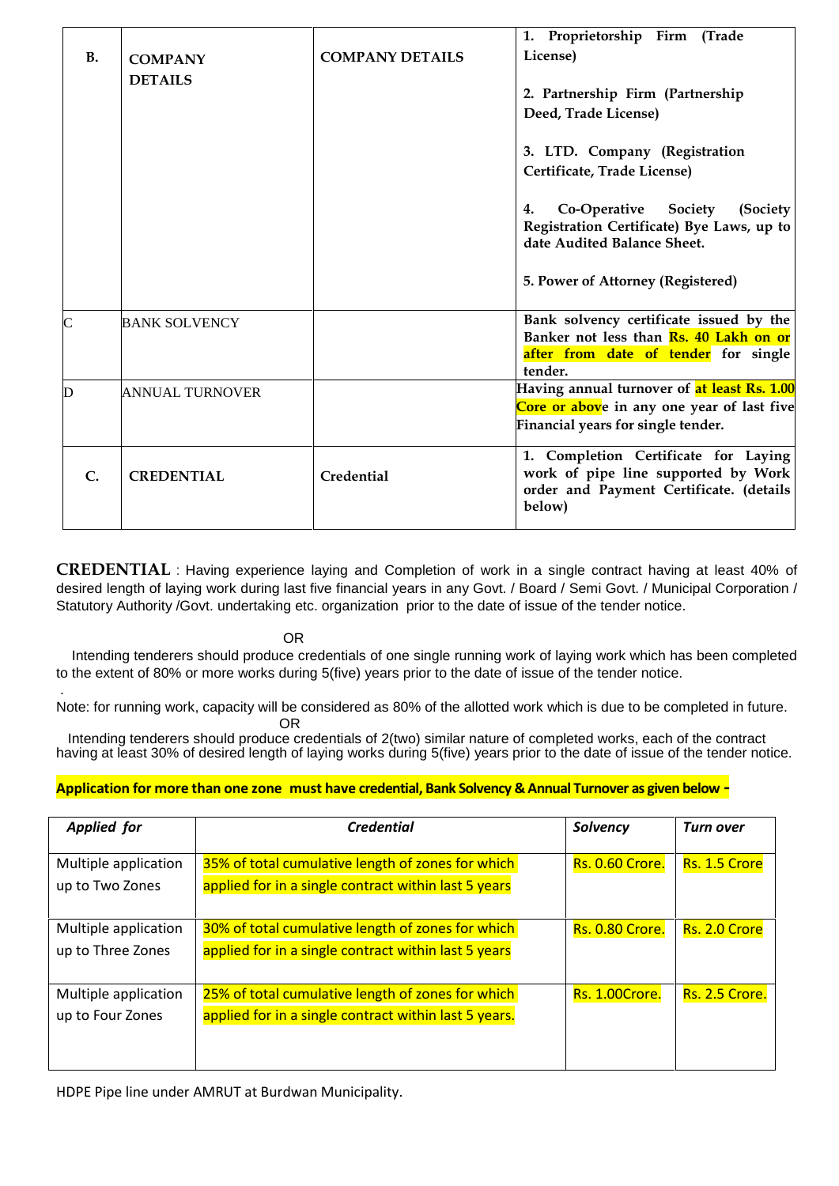| B. | COMPANY DETAILS | COMPANY DETAILS | 1. Proprietorship Firm (Trade License)<br><br>2. Partnership Firm (Partnership Deed, Trade License)<br><br>3. LTD. Company (Registration Certificate, Trade License)<br><br>4. Co-Operative Society (Society Registration Certificate) Bye Laws, up to date Audited Balance Sheet.<br><br>5. Power of Attorney (Registered) |
|---|---|---|---|
| C | BANK SOLVENCY | | Bank solvency certificate issued by the Banker not less than **Rs. 40 Lakh on or after from date of tender** for single tender. |
| D | ANNUAL TURNOVER | | Having annual turnover of **at least Rs. 1.00 Core or above** in any one year of last five Financial years for single tender. |
| C. | CREDENTIAL | Credential | 1. Completion Certificate for Laying work of pipe line supported by Work order and Payment Certificate. (details below) |

**CREDENTIAL** : Having experience laying and Completion of work in a single contract having at least 40% of desired length of laying work during last five financial years in any Govt. / Board / Semi Govt. / Municipal Corporation / Statutory Authority /Govt. undertaking etc. organization prior to the date of issue of the tender notice.

OR

Intending tenderers should produce credentials of one single running work of laying work which has been completed to the extent of 80% or more works during 5(five) years prior to the date of issue of the tender notice.

Note: for running work, capacity will be considered as 80% of the allotted work which is due to be completed in future.

OR

Intending tenderers should produce credentials of 2(two) similar nature of completed works, each of the contract having at least 30% of desired length of laying works during 5(five) years prior to the date of issue of the tender notice.

**Application for more than one zone must have credential, Bank Solvency & Annual Turnover as given below -**

| *Applied for* | *Credential* | *Solvency* | *Turn over* |
|---|---|---|---|
| Multiple application up to Two Zones | 35% of total cumulative length of zones for which applied for in a single contract within last 5 years | Rs. 0.60 Crore. | Rs. 1.5 Crore |
| Multiple application up to Three Zones | 30% of total cumulative length of zones for which applied for in a single contract within last 5 years | Rs. 0.80 Crore. | Rs. 2.0 Crore |
| Multiple application up to Four Zones | 25% of total cumulative length of zones for which applied for in a single contract within last 5 years. | Rs. 1.00Crore. | Rs. 2.5 Crore. |

HDPE Pipe line under AMRUT at Burdwan Municipality.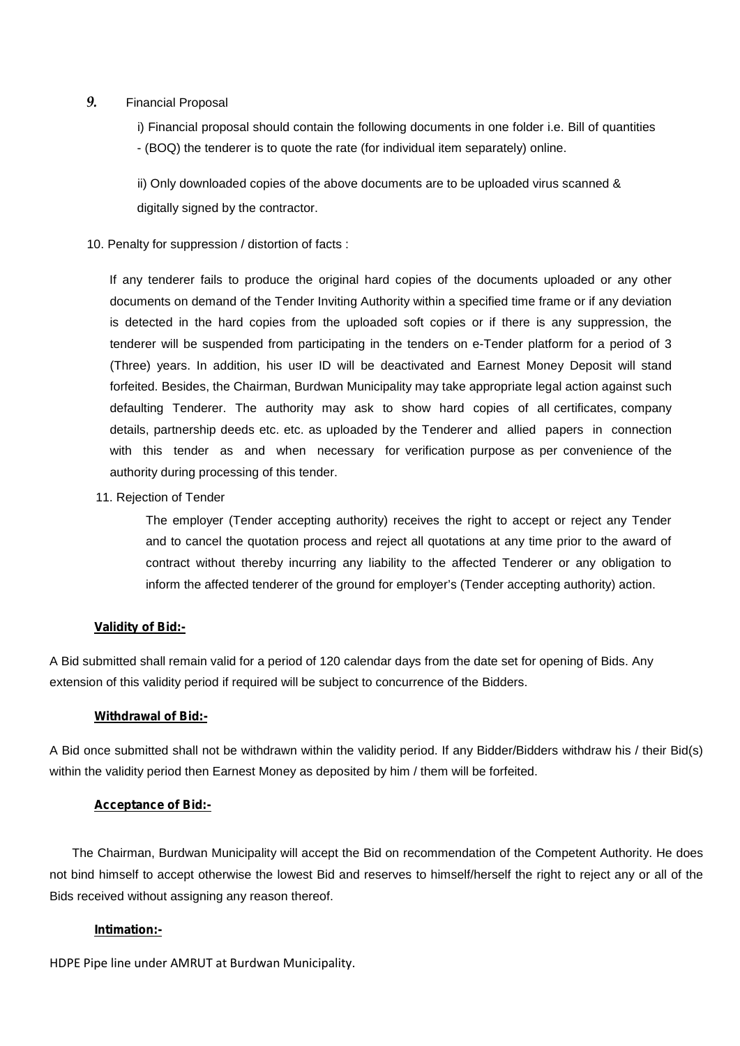*9.* Financial Proposal

i) Financial proposal should contain the following documents in one folder i.e. Bill of quantities - (BOQ) the tenderer is to quote the rate (for individual item separately) online.

ii) Only downloaded copies of the above documents are to be uploaded virus scanned & digitally signed by the contractor.

10. Penalty for suppression / distortion of facts :

If any tenderer fails to produce the original hard copies of the documents uploaded or any other documents on demand of the Tender Inviting Authority within a specified time frame or if any deviation is detected in the hard copies from the uploaded soft copies or if there is any suppression, the tenderer will be suspended from participating in the tenders on e-Tender platform for a period of 3 (Three) years. In addition, his user ID will be deactivated and Earnest Money Deposit will stand forfeited. Besides, the Chairman, Burdwan Municipality may take appropriate legal action against such defaulting Tenderer. The authority may ask to show hard copies of all certificates, company details, partnership deeds etc. etc. as uploaded by the Tenderer and allied papers in connection with this tender as and when necessary for verification purpose as per convenience of the authority during processing of this tender.

11. Rejection of Tender

The employer (Tender accepting authority) receives the right to accept or reject any Tender and to cancel the quotation process and reject all quotations at any time prior to the award of contract without thereby incurring any liability to the affected Tenderer or any obligation to inform the affected tenderer of the ground for employer's (Tender accepting authority) action.

**Validity of Bid:-**

A Bid submitted shall remain valid for a period of 120 calendar days from the date set for opening of Bids. Any extension of this validity period if required will be subject to concurrence of the Bidders.

**Withdrawal of Bid:-**

A Bid once submitted shall not be withdrawn within the validity period. If any Bidder/Bidders withdraw his / their Bid(s) within the validity period then Earnest Money as deposited by him / them will be forfeited.

**Acceptance of Bid:-**

The Chairman, Burdwan Municipality will accept the Bid on recommendation of the Competent Authority. He does not bind himself to accept otherwise the lowest Bid and reserves to himself/herself the right to reject any or all of the Bids received without assigning any reason thereof.

**Intimation:-**

HDPE Pipe line under AMRUT at Burdwan Municipality.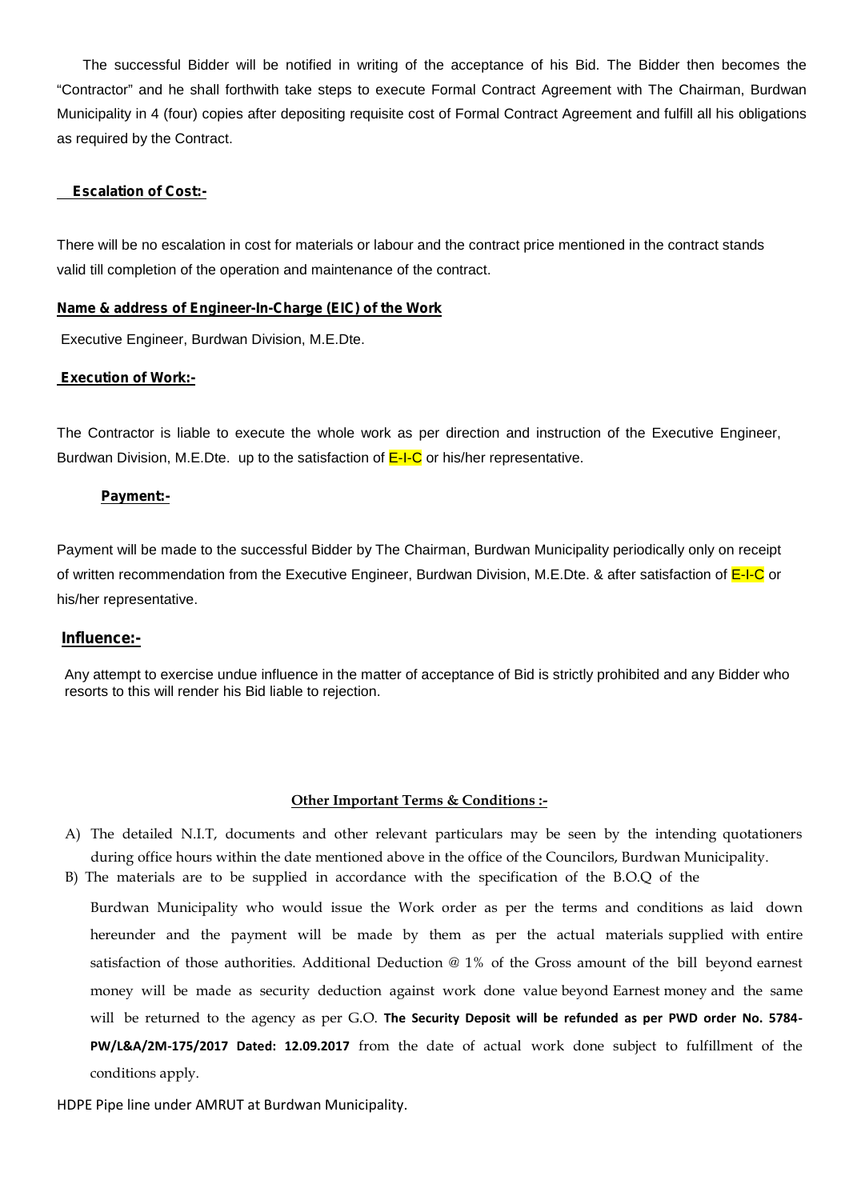The successful Bidder will be notified in writing of the acceptance of his Bid. The Bidder then becomes the "Contractor" and he shall forthwith take steps to execute Formal Contract Agreement with The Chairman, Burdwan Municipality in 4 (four) copies after depositing requisite cost of Formal Contract Agreement and fulfill all his obligations as required by the Contract.

**Escalation of Cost:-**

There will be no escalation in cost for materials or labour and the contract price mentioned in the contract stands valid till completion of the operation and maintenance of the contract.

**Name & address of Engineer-In-Charge (EIC) of the Work**

Executive Engineer, Burdwan Division, M.E.Dte.

**Execution of Work:-**

The Contractor is liable to execute the whole work as per direction and instruction of the Executive Engineer, Burdwan Division, M.E.Dte. up to the satisfaction of E-I-C or his/her representative.

**Payment:-**

Payment will be made to the successful Bidder by The Chairman, Burdwan Municipality periodically only on receipt of written recommendation from the Executive Engineer, Burdwan Division, M.E.Dte. & after satisfaction of E-I-C or his/her representative.

**Influence:-**

Any attempt to exercise undue influence in the matter of acceptance of Bid is strictly prohibited and any Bidder who resorts to this will render his Bid liable to rejection.

**Other Important Terms & Conditions :-**

A) The detailed N.I.T, documents and other relevant particulars may be seen by the intending quotationers during office hours within the date mentioned above in the office of the Councilors, Burdwan Municipality.

B) The materials are to be supplied in accordance with the specification of the B.O.Q of the Burdwan Municipality who would issue the Work order as per the terms and conditions as laid down hereunder and the payment will be made by them as per the actual materials supplied with entire satisfaction of those authorities. Additional Deduction @ 1% of the Gross amount of the bill beyond earnest money will be made as security deduction against work done value beyond Earnest money and the same will be returned to the agency as per G.O. **The Security Deposit will be refunded as per PWD order No. 5784-PW/L&A/2M-175/2017 Dated: 12.09.2017** from the date of actual work done subject to fulfillment of the conditions apply.

HDPE Pipe line under AMRUT at Burdwan Municipality.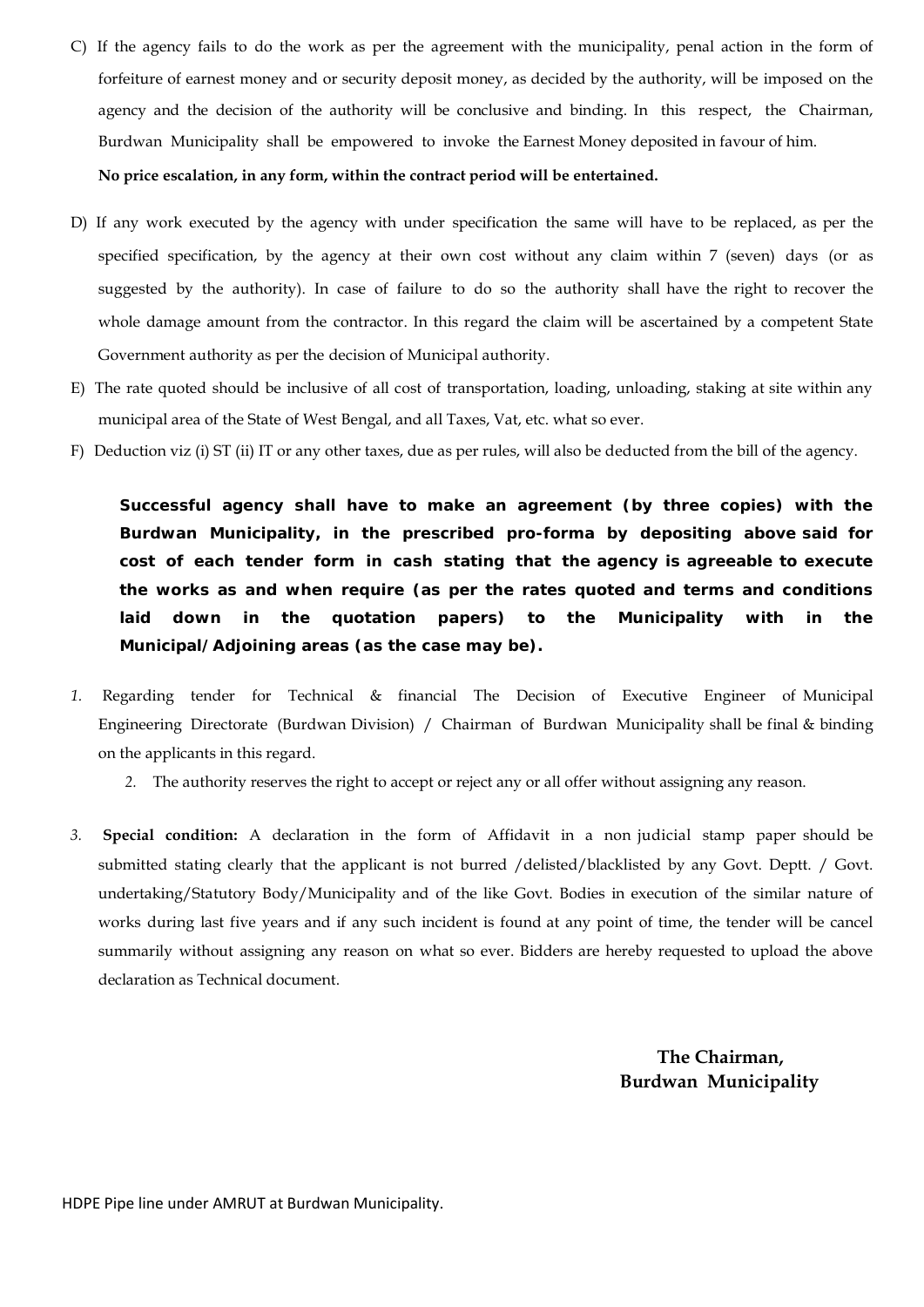C) If the agency fails to do the work as per the agreement with the municipality, penal action in the form of forfeiture of earnest money and or security deposit money, as decided by the authority, will be imposed on the agency and the decision of the authority will be conclusive and binding. In this respect, the Chairman, Burdwan Municipality shall be empowered to invoke the Earnest Money deposited in favour of him.

**No price escalation, in any form, within the contract period will be entertained.**

D) If any work executed by the agency with under specification the same will have to be replaced, as per the specified specification, by the agency at their own cost without any claim within 7 (seven) days (or as suggested by the authority). In case of failure to do so the authority shall have the right to recover the whole damage amount from the contractor. In this regard the claim will be ascertained by a competent State Government authority as per the decision of Municipal authority.

E) The rate quoted should be inclusive of all cost of transportation, loading, unloading, staking at site within any municipal area of the State of West Bengal, and all Taxes, Vat, etc. what so ever.

F) Deduction viz (i) ST (ii) IT or any other taxes, due as per rules, will also be deducted from the bill of the agency.

**Successful agency shall have to make an agreement (by three copies) with the Burdwan Municipality, in the prescribed pro-forma by depositing above said for cost of each tender form in cash stating that the agency is agreeable to execute the works as and when require (as per the rates quoted and terms and conditions laid down in the quotation papers) to the Municipality with in the Municipal/Adjoining areas (as the case may be).**

1. Regarding tender for Technical & financial The Decision of Executive Engineer of Municipal Engineering Directorate (Burdwan Division) / Chairman of Burdwan Municipality shall be final & binding on the applicants in this regard.

2. The authority reserves the right to accept or reject any or all offer without assigning any reason.

3. **Special condition:** A declaration in the form of Affidavit in a non judicial stamp paper should be submitted stating clearly that the applicant is not burred /delisted/blacklisted by any Govt. Deptt. / Govt. undertaking/Statutory Body/Municipality and of the like Govt. Bodies in execution of the similar nature of works during last five years and if any such incident is found at any point of time, the tender will be cancel summarily without assigning any reason on what so ever. Bidders are hereby requested to upload the above declaration as Technical document.

**The Chairman,**
**Burdwan Municipality**

HDPE Pipe line under AMRUT at Burdwan Municipality.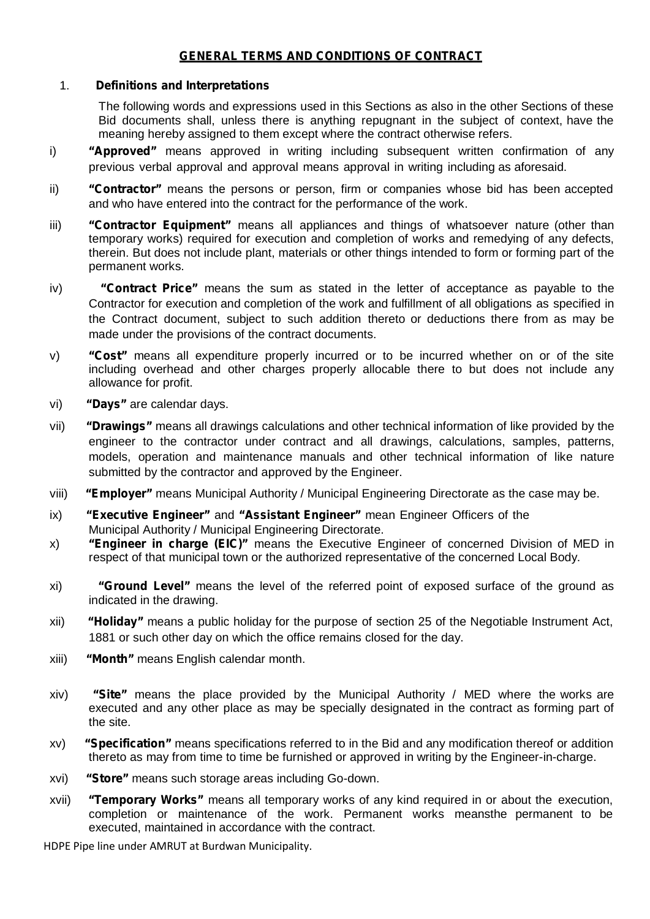## GENERAL TERMS AND CONDITIONS OF CONTRACT

1. **Definitions and Interpretations**

The following words and expressions used in this Sections as also in the other Sections of these Bid documents shall, unless there is anything repugnant in the subject of context, have the meaning hereby assigned to them except where the contract otherwise refers.

i) **"Approved"** means approved in writing including subsequent written confirmation of any previous verbal approval and approval means approval in writing including as aforesaid.

ii) **"Contractor"** means the persons or person, firm or companies whose bid has been accepted and who have entered into the contract for the performance of the work.

iii) **"Contractor Equipment"** means all appliances and things of whatsoever nature (other than temporary works) required for execution and completion of works and remedying of any defects, therein. But does not include plant, materials or other things intended to form or forming part of the permanent works.

iv) **"Contract Price"** means the sum as stated in the letter of acceptance as payable to the Contractor for execution and completion of the work and fulfillment of all obligations as specified in the Contract document, subject to such addition thereto or deductions there from as may be made under the provisions of the contract documents.

v) **"Cost"** means all expenditure properly incurred or to be incurred whether on or of the site including overhead and other charges properly allocable there to but does not include any allowance for profit.

vi) **"Days"** are calendar days.

vii) **"Drawings"** means all drawings calculations and other technical information of like provided by the engineer to the contractor under contract and all drawings, calculations, samples, patterns, models, operation and maintenance manuals and other technical information of like nature submitted by the contractor and approved by the Engineer.

viii) **"Employer"** means Municipal Authority / Municipal Engineering Directorate as the case may be.

ix) **"Executive Engineer"** and **"Assistant Engineer"** mean Engineer Officers of the Municipal Authority / Municipal Engineering Directorate.

x) **"Engineer in charge (EIC)"** means the Executive Engineer of concerned Division of MED in respect of that municipal town or the authorized representative of the concerned Local Body.

xi) **"Ground Level"** means the level of the referred point of exposed surface of the ground as indicated in the drawing.

xii) **"Holiday"** means a public holiday for the purpose of section 25 of the Negotiable Instrument Act, 1881 or such other day on which the office remains closed for the day.

xiii) **"Month"** means English calendar month.

xiv) **"Site"** means the place provided by the Municipal Authority / MED where the works are executed and any other place as may be specially designated in the contract as forming part of the site.

xv) **"Specification"** means specifications referred to in the Bid and any modification thereof or addition thereto as may from time to time be furnished or approved in writing by the Engineer-in-charge.

xvi) **"Store"** means such storage areas including Go-down.

xvii) **"Temporary Works"** means all temporary works of any kind required in or about the execution, completion or maintenance of the work. Permanent works meansthe permanent to be executed, maintained in accordance with the contract.

HDPE Pipe line under AMRUT at Burdwan Municipality.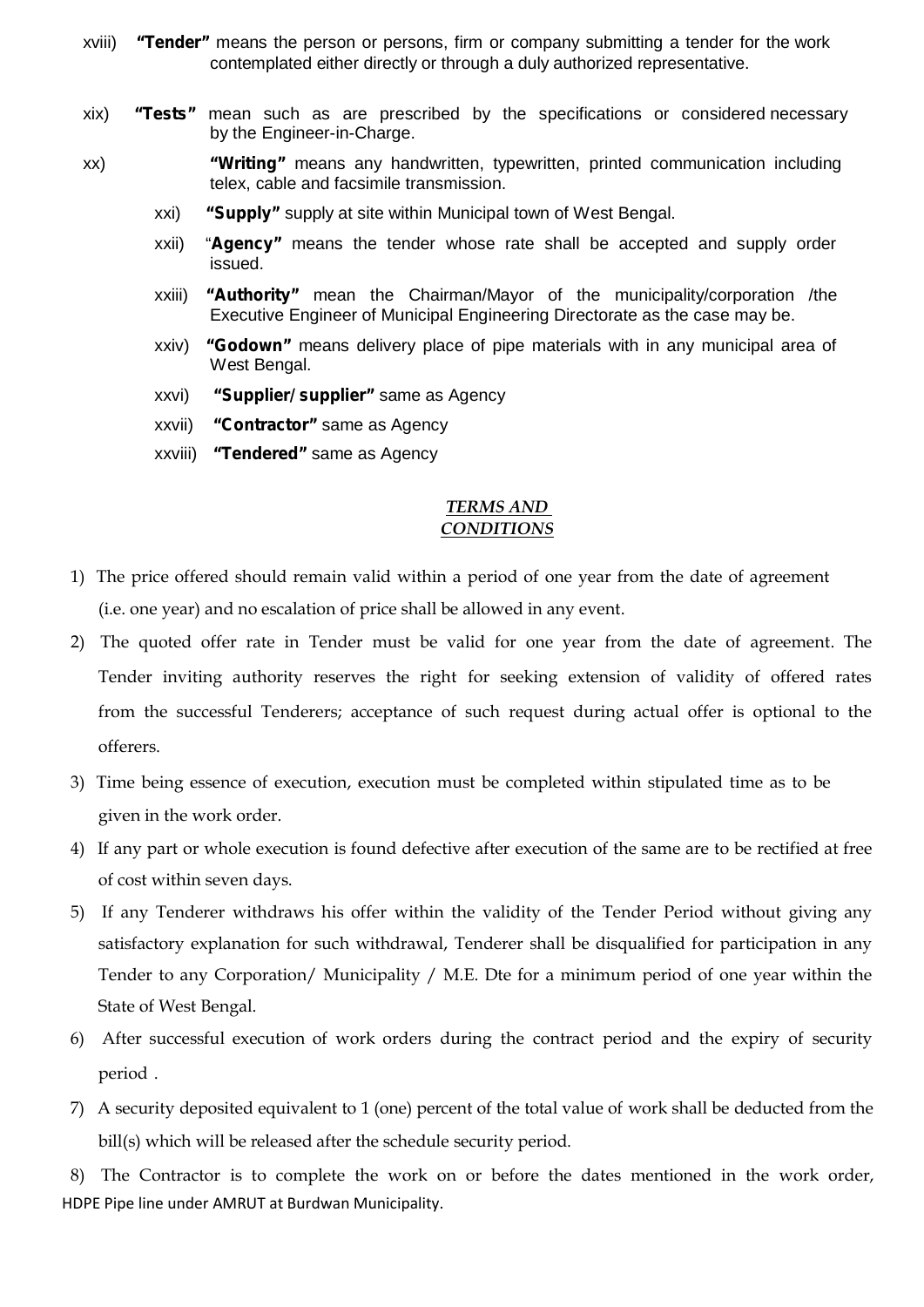xviii) **"Tender"** means the person or persons, firm or company submitting a tender for the work contemplated either directly or through a duly authorized representative.

xix) **"Tests"** mean such as are prescribed by the specifications or considered necessary by the Engineer-in-Charge.

xx) **"Writing"** means any handwritten, typewritten, printed communication including telex, cable and facsimile transmission.

xxi) **"Supply"** supply at site within Municipal town of West Bengal.

xxii) "**Agency"** means the tender whose rate shall be accepted and supply order issued.

xxiii) **"Authority"** mean the Chairman/Mayor of the municipality/corporation /the Executive Engineer of Municipal Engineering Directorate as the case may be.

xxiv) **"Godown"** means delivery place of pipe materials with in any municipal area of West Bengal.

xxvi) **"Supplier/ supplier"** same as Agency

xxvii) **"Contractor"** same as Agency

xxviii) **"Tendered"** same as Agency

## *TERMS AND CONDITIONS*

1) The price offered should remain valid within a period of one year from the date of agreement (i.e. one year) and no escalation of price shall be allowed in any event.

2) The quoted offer rate in Tender must be valid for one year from the date of agreement. The Tender inviting authority reserves the right for seeking extension of validity of offered rates from the successful Tenderers; acceptance of such request during actual offer is optional to the offerers.

3) Time being essence of execution, execution must be completed within stipulated time as to be given in the work order.

4) If any part or whole execution is found defective after execution of the same are to be rectified at free of cost within seven days.

5) If any Tenderer withdraws his offer within the validity of the Tender Period without giving any satisfactory explanation for such withdrawal, Tenderer shall be disqualified for participation in any Tender to any Corporation/ Municipality / M.E. Dte for a minimum period of one year within the State of West Bengal.

6) After successful execution of work orders during the contract period and the expiry of security period .

7) A security deposited equivalent to 1 (one) percent of the total value of work shall be deducted from the bill(s) which will be released after the schedule security period.

8) The Contractor is to complete the work on or before the dates mentioned in the work order,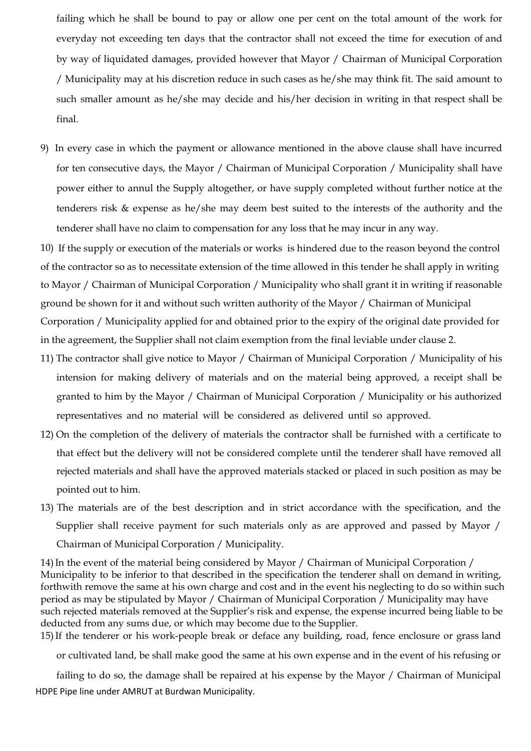failing which he shall be bound to pay or allow one per cent on the total amount of the work for everyday not exceeding ten days that the contractor shall not exceed the time for execution of and by way of liquidated damages, provided however that Mayor / Chairman of Municipal Corporation / Municipality may at his discretion reduce in such cases as he/she may think fit. The said amount to such smaller amount as he/she may decide and his/her decision in writing in that respect shall be final.

9) In every case in which the payment or allowance mentioned in the above clause shall have incurred for ten consecutive days, the Mayor / Chairman of Municipal Corporation / Municipality shall have power either to annul the Supply altogether, or have supply completed without further notice at the tenderers risk & expense as he/she may deem best suited to the interests of the authority and the tenderer shall have no claim to compensation for any loss that he may incur in any way.

10) If the supply or execution of the materials or works is hindered due to the reason beyond the control of the contractor so as to necessitate extension of the time allowed in this tender he shall apply in writing to Mayor / Chairman of Municipal Corporation / Municipality who shall grant it in writing if reasonable ground be shown for it and without such written authority of the Mayor / Chairman of Municipal Corporation / Municipality applied for and obtained prior to the expiry of the original date provided for in the agreement, the Supplier shall not claim exemption from the final leviable under clause 2.

11) The contractor shall give notice to Mayor / Chairman of Municipal Corporation / Municipality of his intension for making delivery of materials and on the material being approved, a receipt shall be granted to him by the Mayor / Chairman of Municipal Corporation / Municipality or his authorized representatives and no material will be considered as delivered until so approved.

12) On the completion of the delivery of materials the contractor shall be furnished with a certificate to that effect but the delivery will not be considered complete until the tenderer shall have removed all rejected materials and shall have the approved materials stacked or placed in such position as may be pointed out to him.

13) The materials are of the best description and in strict accordance with the specification, and the Supplier shall receive payment for such materials only as are approved and passed by Mayor / Chairman of Municipal Corporation / Municipality.

14) In the event of the material being considered by Mayor / Chairman of Municipal Corporation / Municipality to be inferior to that described in the specification the tenderer shall on demand in writing, forthwith remove the same at his own charge and cost and in the event his neglecting to do so within such period as may be stipulated by Mayor / Chairman of Municipal Corporation / Municipality may have such rejected materials removed at the Supplier's risk and expense, the expense incurred being liable to be deducted from any sums due, or which may become due to the Supplier.

15) If the tenderer or his work-people break or deface any building, road, fence enclosure or grass land or cultivated land, be shall make good the same at his own expense and in the event of his refusing or failing to do so, the damage shall be repaired at his expense by the Mayor / Chairman of Municipal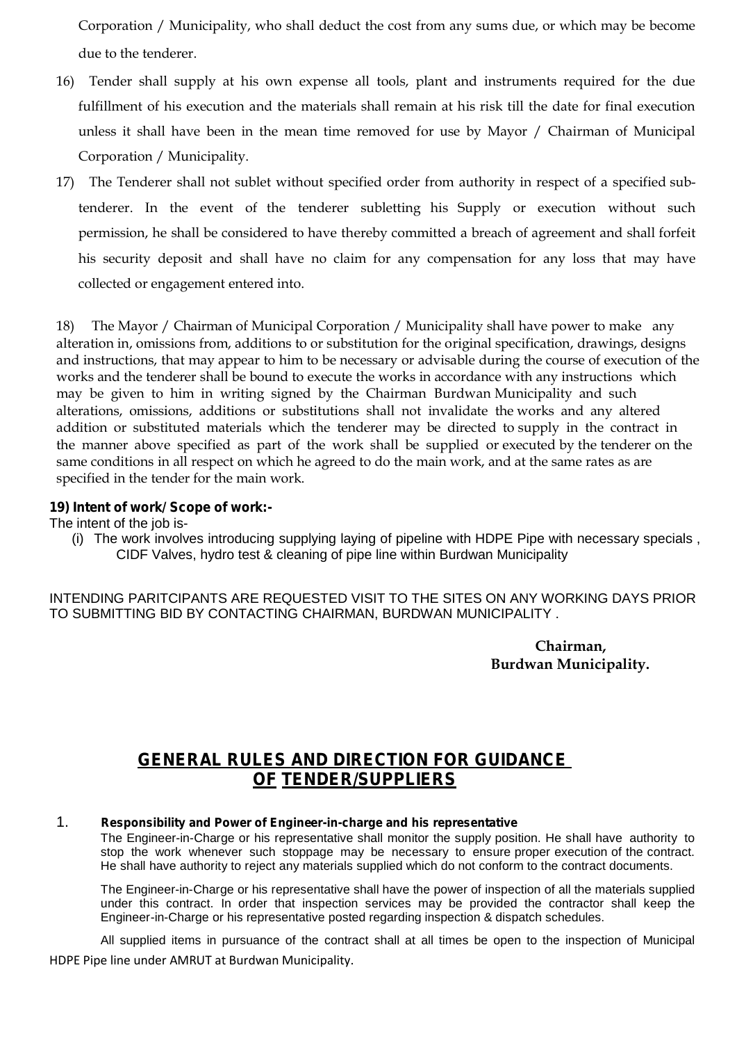Corporation / Municipality, who shall deduct the cost from any sums due, or which may be become due to the tenderer.

16) Tender shall supply at his own expense all tools, plant and instruments required for the due fulfillment of his execution and the materials shall remain at his risk till the date for final execution unless it shall have been in the mean time removed for use by Mayor / Chairman of Municipal Corporation / Municipality.

17) The Tenderer shall not sublet without specified order from authority in respect of a specified sub-tenderer. In the event of the tenderer subletting his Supply or execution without such permission, he shall be considered to have thereby committed a breach of agreement and shall forfeit his security deposit and shall have no claim for any compensation for any loss that may have collected or engagement entered into.

18) The Mayor / Chairman of Municipal Corporation / Municipality shall have power to make any alteration in, omissions from, additions to or substitution for the original specification, drawings, designs and instructions, that may appear to him to be necessary or advisable during the course of execution of the works and the tenderer shall be bound to execute the works in accordance with any instructions which may be given to him in writing signed by the Chairman Burdwan Municipality and such alterations, omissions, additions or substitutions shall not invalidate the works and any altered addition or substituted materials which the tenderer may be directed to supply in the contract in the manner above specified as part of the work shall be supplied or executed by the tenderer on the same conditions in all respect on which he agreed to do the main work, and at the same rates as are specified in the tender for the main work.

**19) Intent of work/ Scope of work:-**

The intent of the job is-

(i) The work involves introducing supplying laying of pipeline with HDPE Pipe with necessary specials , CIDF Valves, hydro test & cleaning of pipe line within Burdwan Municipality

INTENDING PARITCIPANTS ARE REQUESTED VISIT TO THE SITES ON ANY WORKING DAYS PRIOR TO SUBMITTING BID BY CONTACTING CHAIRMAN, BURDWAN MUNICIPALITY .

**Chairman,**
**Burdwan Municipality.**

## GENERAL RULES AND DIRECTION FOR GUIDANCE OF TENDER/SUPPLIERS

1. **Responsibility and Power of Engineer-in-charge and his representative**

The Engineer-in-Charge or his representative shall monitor the supply position. He shall have authority to stop the work whenever such stoppage may be necessary to ensure proper execution of the contract. He shall have authority to reject any materials supplied which do not conform to the contract documents.

The Engineer-in-Charge or his representative shall have the power of inspection of all the materials supplied under this contract. In order that inspection services may be provided the contractor shall keep the Engineer-in-Charge or his representative posted regarding inspection & dispatch schedules.

All supplied items in pursuance of the contract shall at all times be open to the inspection of Municipal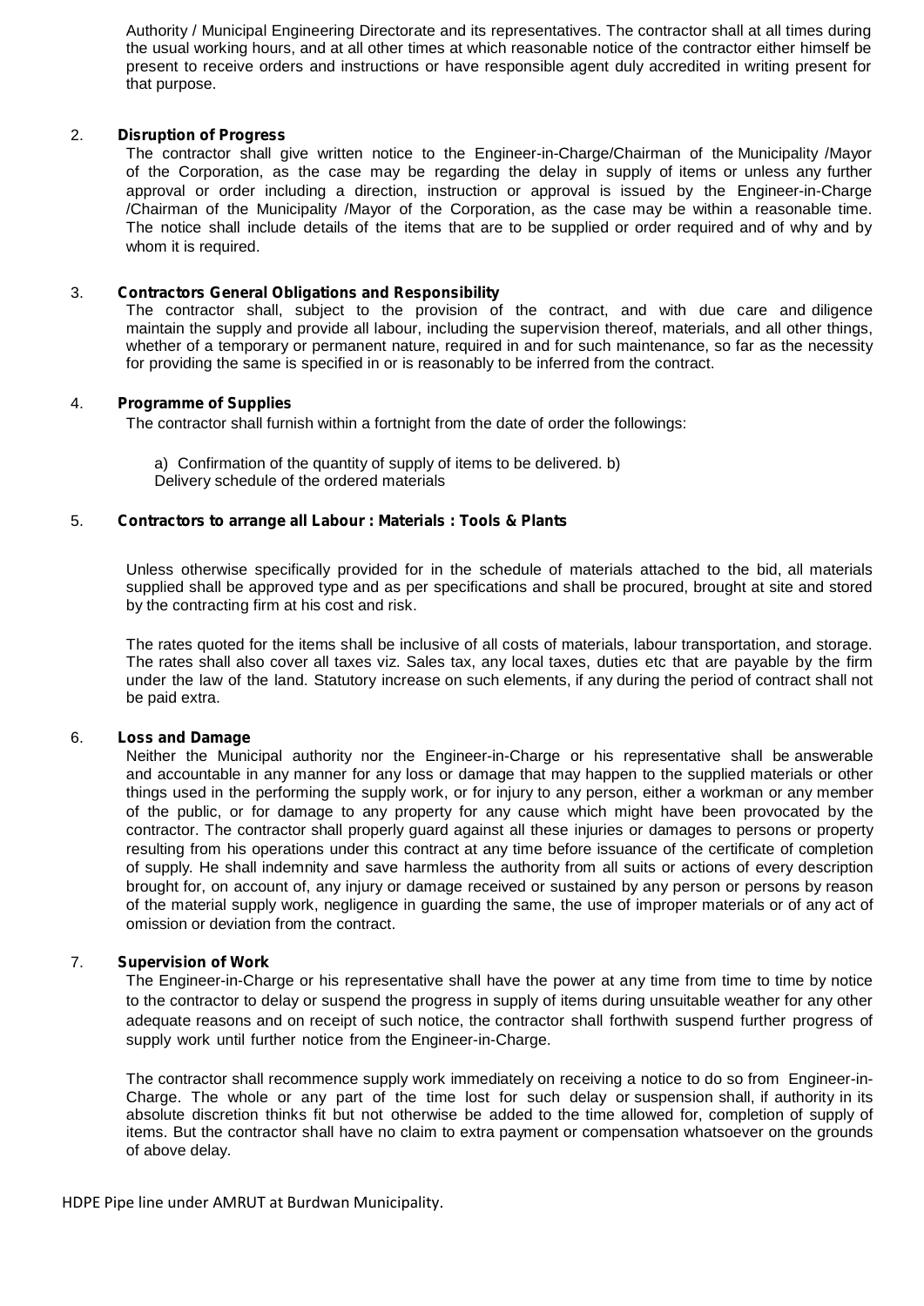Authority / Municipal Engineering Directorate and its representatives. The contractor shall at all times during the usual working hours, and at all other times at which reasonable notice of the contractor either himself be present to receive orders and instructions or have responsible agent duly accredited in writing present for that purpose.

2. **Disruption of Progress**

The contractor shall give written notice to the Engineer-in-Charge/Chairman of the Municipality /Mayor of the Corporation, as the case may be regarding the delay in supply of items or unless any further approval or order including a direction, instruction or approval is issued by the Engineer-in-Charge /Chairman of the Municipality /Mayor of the Corporation, as the case may be within a reasonable time. The notice shall include details of the items that are to be supplied or order required and of why and by whom it is required.

3. **Contractors General Obligations and Responsibility**

The contractor shall, subject to the provision of the contract, and with due care and diligence maintain the supply and provide all labour, including the supervision thereof, materials, and all other things, whether of a temporary or permanent nature, required in and for such maintenance, so far as the necessity for providing the same is specified in or is reasonably to be inferred from the contract.

4. **Programme of Supplies**

The contractor shall furnish within a fortnight from the date of order the followings:

a) Confirmation of the quantity of supply of items to be delivered. b) Delivery schedule of the ordered materials

5. **Contractors to arrange all Labour : Materials : Tools & Plants**

Unless otherwise specifically provided for in the schedule of materials attached to the bid, all materials supplied shall be approved type and as per specifications and shall be procured, brought at site and stored by the contracting firm at his cost and risk.

The rates quoted for the items shall be inclusive of all costs of materials, labour transportation, and storage. The rates shall also cover all taxes viz. Sales tax, any local taxes, duties etc that are payable by the firm under the law of the land. Statutory increase on such elements, if any during the period of contract shall not be paid extra.

6. **Loss and Damage**

Neither the Municipal authority nor the Engineer-in-Charge or his representative shall be answerable and accountable in any manner for any loss or damage that may happen to the supplied materials or other things used in the performing the supply work, or for injury to any person, either a workman or any member of the public, or for damage to any property for any cause which might have been provocated by the contractor. The contractor shall properly guard against all these injuries or damages to persons or property resulting from his operations under this contract at any time before issuance of the certificate of completion of supply. He shall indemnity and save harmless the authority from all suits or actions of every description brought for, on account of, any injury or damage received or sustained by any person or persons by reason of the material supply work, negligence in guarding the same, the use of improper materials or of any act of omission or deviation from the contract.

7. **Supervision of Work**

The Engineer-in-Charge or his representative shall have the power at any time from time to time by notice to the contractor to delay or suspend the progress in supply of items during unsuitable weather for any other adequate reasons and on receipt of such notice, the contractor shall forthwith suspend further progress of supply work until further notice from the Engineer-in-Charge.

The contractor shall recommence supply work immediately on receiving a notice to do so from Engineer-in-Charge. The whole or any part of the time lost for such delay or suspension shall, if authority in its absolute discretion thinks fit but not otherwise be added to the time allowed for, completion of supply of items. But the contractor shall have no claim to extra payment or compensation whatsoever on the grounds of above delay.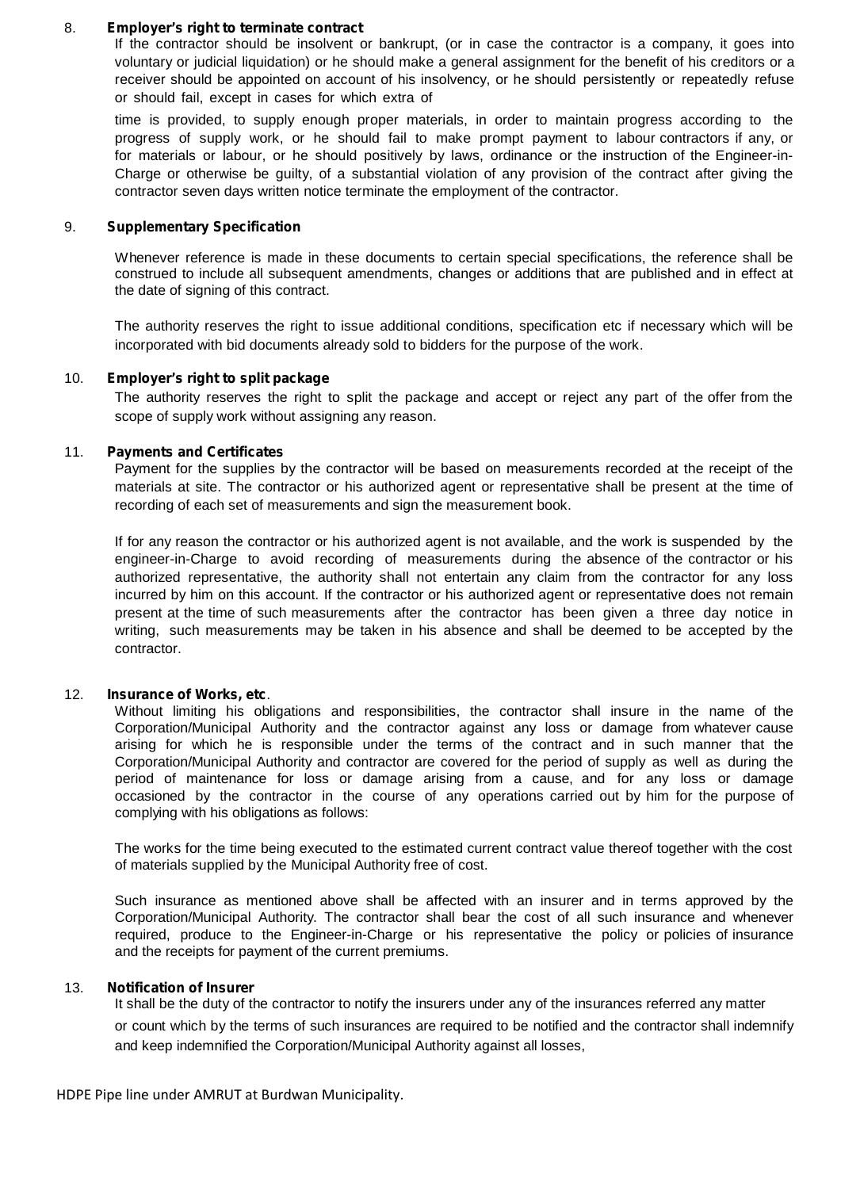8. **Employer's right to terminate contract**

If the contractor should be insolvent or bankrupt, (or in case the contractor is a company, it goes into voluntary or judicial liquidation) or he should make a general assignment for the benefit of his creditors or a receiver should be appointed on account of his insolvency, or he should persistently or repeatedly refuse or should fail, except in cases for which extra of

time is provided, to supply enough proper materials, in order to maintain progress according to the progress of supply work, or he should fail to make prompt payment to labour contractors if any, or for materials or labour, or he should positively by laws, ordinance or the instruction of the Engineer-in-Charge or otherwise be guilty, of a substantial violation of any provision of the contract after giving the contractor seven days written notice terminate the employment of the contractor.

9. **Supplementary Specification**

Whenever reference is made in these documents to certain special specifications, the reference shall be construed to include all subsequent amendments, changes or additions that are published and in effect at the date of signing of this contract.

The authority reserves the right to issue additional conditions, specification etc if necessary which will be incorporated with bid documents already sold to bidders for the purpose of the work.

10. **Employer's right to split package**

The authority reserves the right to split the package and accept or reject any part of the offer from the scope of supply work without assigning any reason.

11. **Payments and Certificates**

Payment for the supplies by the contractor will be based on measurements recorded at the receipt of the materials at site. The contractor or his authorized agent or representative shall be present at the time of recording of each set of measurements and sign the measurement book.

If for any reason the contractor or his authorized agent is not available, and the work is suspended by the engineer-in-Charge to avoid recording of measurements during the absence of the contractor or his authorized representative, the authority shall not entertain any claim from the contractor for any loss incurred by him on this account. If the contractor or his authorized agent or representative does not remain present at the time of such measurements after the contractor has been given a three day notice in writing, such measurements may be taken in his absence and shall be deemed to be accepted by the contractor.

12. **Insurance of Works, etc**.

Without limiting his obligations and responsibilities, the contractor shall insure in the name of the Corporation/Municipal Authority and the contractor against any loss or damage from whatever cause arising for which he is responsible under the terms of the contract and in such manner that the Corporation/Municipal Authority and contractor are covered for the period of supply as well as during the period of maintenance for loss or damage arising from a cause, and for any loss or damage occasioned by the contractor in the course of any operations carried out by him for the purpose of complying with his obligations as follows:

The works for the time being executed to the estimated current contract value thereof together with the cost of materials supplied by the Municipal Authority free of cost.

Such insurance as mentioned above shall be affected with an insurer and in terms approved by the Corporation/Municipal Authority. The contractor shall bear the cost of all such insurance and whenever required, produce to the Engineer-in-Charge or his representative the policy or policies of insurance and the receipts for payment of the current premiums.

13. **Notification of Insurer**

It shall be the duty of the contractor to notify the insurers under any of the insurances referred any matter or count which by the terms of such insurances are required to be notified and the contractor shall indemnify and keep indemnified the Corporation/Municipal Authority against all losses,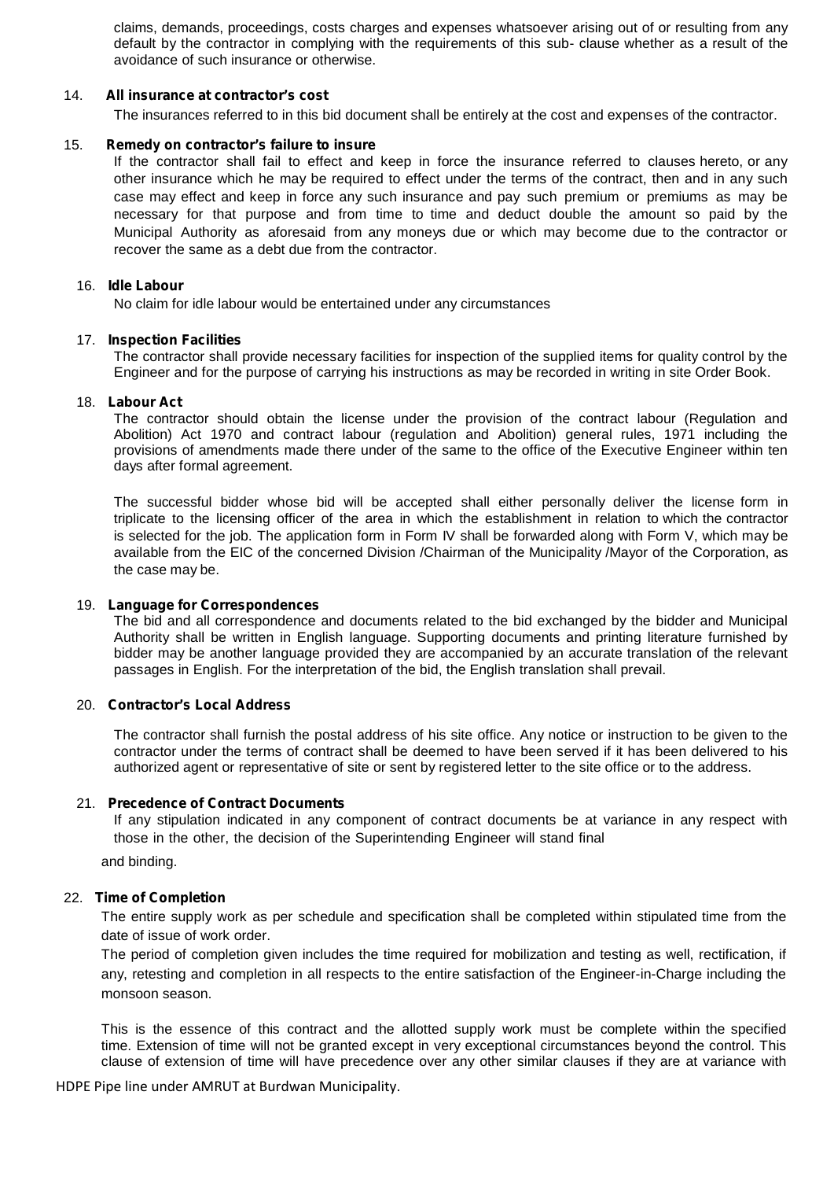claims, demands, proceedings, costs charges and expenses whatsoever arising out of or resulting from any default by the contractor in complying with the requirements of this sub- clause whether as a result of the avoidance of such insurance or otherwise.

14. **All insurance at contractor's cost**

The insurances referred to in this bid document shall be entirely at the cost and expenses of the contractor.

15. **Remedy on contractor's failure to insure**

If the contractor shall fail to effect and keep in force the insurance referred to clauses hereto, or any other insurance which he may be required to effect under the terms of the contract, then and in any such case may effect and keep in force any such insurance and pay such premium or premiums as may be necessary for that purpose and from time to time and deduct double the amount so paid by the Municipal Authority as aforesaid from any moneys due or which may become due to the contractor or recover the same as a debt due from the contractor.

16. **Idle Labour**

No claim for idle labour would be entertained under any circumstances

17. **Inspection Facilities**

The contractor shall provide necessary facilities for inspection of the supplied items for quality control by the Engineer and for the purpose of carrying his instructions as may be recorded in writing in site Order Book.

18. **Labour Act**

The contractor should obtain the license under the provision of the contract labour (Regulation and Abolition) Act 1970 and contract labour (regulation and Abolition) general rules, 1971 including the provisions of amendments made there under of the same to the office of the Executive Engineer within ten days after formal agreement.

The successful bidder whose bid will be accepted shall either personally deliver the license form in triplicate to the licensing officer of the area in which the establishment in relation to which the contractor is selected for the job. The application form in Form IV shall be forwarded along with Form V, which may be available from the EIC of the concerned Division /Chairman of the Municipality /Mayor of the Corporation, as the case may be.

19. **Language for Correspondences**

The bid and all correspondence and documents related to the bid exchanged by the bidder and Municipal Authority shall be written in English language. Supporting documents and printing literature furnished by bidder may be another language provided they are accompanied by an accurate translation of the relevant passages in English. For the interpretation of the bid, the English translation shall prevail.

20. **Contractor's Local Address**

The contractor shall furnish the postal address of his site office. Any notice or instruction to be given to the contractor under the terms of contract shall be deemed to have been served if it has been delivered to his authorized agent or representative of site or sent by registered letter to the site office or to the address.

21. **Precedence of Contract Documents**

If any stipulation indicated in any component of contract documents be at variance in any respect with those in the other, the decision of the Superintending Engineer will stand final and binding.

22. **Time of Completion**

The entire supply work as per schedule and specification shall be completed within stipulated time from the date of issue of work order.

The period of completion given includes the time required for mobilization and testing as well, rectification, if any, retesting and completion in all respects to the entire satisfaction of the Engineer-in-Charge including the monsoon season.

This is the essence of this contract and the allotted supply work must be complete within the specified time. Extension of time will not be granted except in very exceptional circumstances beyond the control. This clause of extension of time will have precedence over any other similar clauses if they are at variance with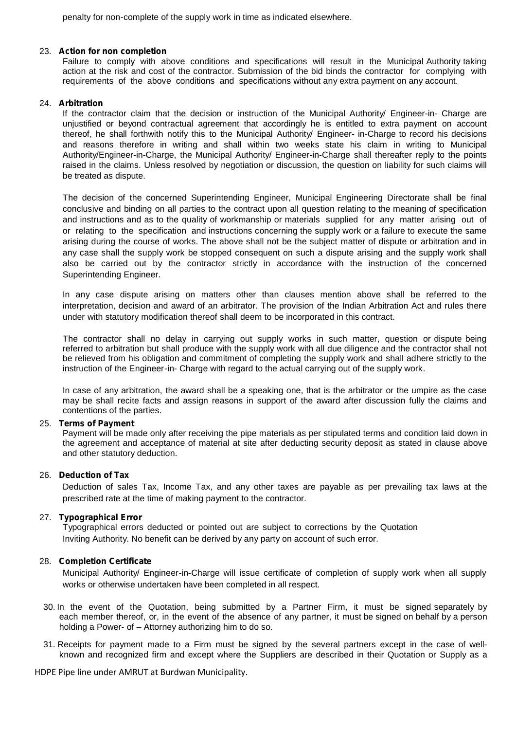penalty for non-complete of the supply work in time as indicated elsewhere.

23. **Action for non completion**

Failure to comply with above conditions and specifications will result in the Municipal Authority taking action at the risk and cost of the contractor. Submission of the bid binds the contractor for complying with requirements of the above conditions and specifications without any extra payment on any account.

24. **Arbitration**

If the contractor claim that the decision or instruction of the Municipal Authority/ Engineer-in- Charge are unjustified or beyond contractual agreement that accordingly he is entitled to extra payment on account thereof, he shall forthwith notify this to the Municipal Authority/ Engineer- in-Charge to record his decisions and reasons therefore in writing and shall within two weeks state his claim in writing to Municipal Authority/Engineer-in-Charge, the Municipal Authority/ Engineer-in-Charge shall thereafter reply to the points raised in the claims. Unless resolved by negotiation or discussion, the question on liability for such claims will be treated as dispute.

The decision of the concerned Superintending Engineer, Municipal Engineering Directorate shall be final conclusive and binding on all parties to the contract upon all question relating to the meaning of specification and instructions and as to the quality of workmanship or materials supplied for any matter arising out of or relating to the specification and instructions concerning the supply work or a failure to execute the same arising during the course of works. The above shall not be the subject matter of dispute or arbitration and in any case shall the supply work be stopped consequent on such a dispute arising and the supply work shall also be carried out by the contractor strictly in accordance with the instruction of the concerned Superintending Engineer.

In any case dispute arising on matters other than clauses mention above shall be referred to the interpretation, decision and award of an arbitrator. The provision of the Indian Arbitration Act and rules there under with statutory modification thereof shall deem to be incorporated in this contract.

The contractor shall no delay in carrying out supply works in such matter, question or dispute being referred to arbitration but shall produce with the supply work with all due diligence and the contractor shall not be relieved from his obligation and commitment of completing the supply work and shall adhere strictly to the instruction of the Engineer-in- Charge with regard to the actual carrying out of the supply work.

In case of any arbitration, the award shall be a speaking one, that is the arbitrator or the umpire as the case may be shall recite facts and assign reasons in support of the award after discussion fully the claims and contentions of the parties.

25. **Terms of Payment**

Payment will be made only after receiving the pipe materials as per stipulated terms and condition laid down in the agreement and acceptance of material at site after deducting security deposit as stated in clause above and other statutory deduction.

26. **Deduction of Tax**

Deduction of sales Tax, Income Tax, and any other taxes are payable as per prevailing tax laws at the prescribed rate at the time of making payment to the contractor.

27. **Typographical Error**

Typographical errors deducted or pointed out are subject to corrections by the Quotation Inviting Authority. No benefit can be derived by any party on account of such error.

28. **Completion Certificate**

Municipal Authority/ Engineer-in-Charge will issue certificate of completion of supply work when all supply works or otherwise undertaken have been completed in all respect.

30. In the event of the Quotation, being submitted by a Partner Firm, it must be signed separately by each member thereof, or, in the event of the absence of any partner, it must be signed on behalf by a person holding a Power- of – Attorney authorizing him to do so.

31. Receipts for payment made to a Firm must be signed by the several partners except in the case of well-known and recognized firm and except where the Suppliers are described in their Quotation or Supply as a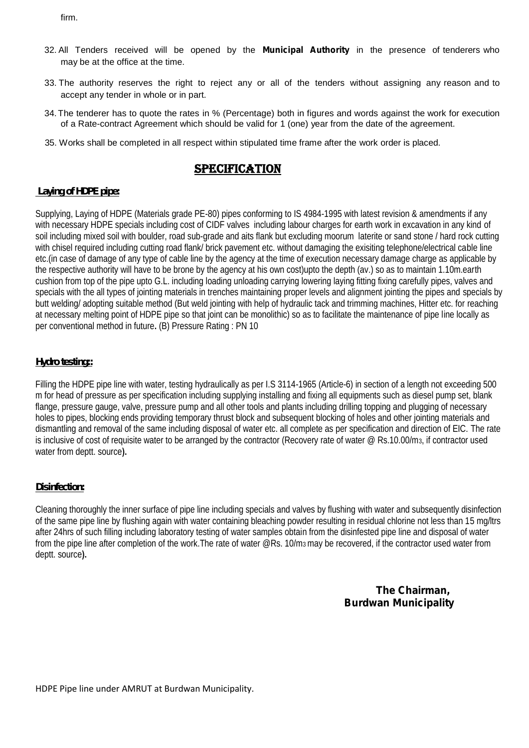firm.

32. All Tenders received will be opened by the **Municipal Authority** in the presence of tenderers who may be at the office at the time.

33. The authority reserves the right to reject any or all of the tenders without assigning any reason and to accept any tender in whole or in part.

34. The tenderer has to quote the rates in % (Percentage) both in figures and words against the work for execution of a Rate-contract Agreement which should be valid for 1 (one) year from the date of the agreement.

35. Works shall be completed in all respect within stipulated time frame after the work order is placed.

## SPECIFICATION

**Laying of HDPE pipe:**

Supplying, Laying of HDPE (Materials grade PE-80) pipes conforming to IS 4984-1995 with latest revision & amendments if any with necessary HDPE specials including cost of CIDF valves including labour charges for earth work in excavation in any kind of soil including mixed soil with boulder, road sub-grade and aits flank but excluding moorum laterite or sand stone / hard rock cutting with chisel required including cutting road flank/ brick pavement etc. without damaging the exisiting telephone/electrical cable line etc.(in case of damage of any type of cable line by the agency at the time of execution necessary damage charge as applicable by the respective authority will have to be brone by the agency at his own cost)upto the depth (av.) so as to maintain 1.10m.earth cushion from top of the pipe upto G.L. including loading unloading carrying lowering laying fitting fixing carefully pipes, valves and specials with the all types of jointing materials in trenches maintaining proper levels and alignment jointing the pipes and specials by butt welding/ adopting suitable method (But weld jointing with help of hydraulic tack and trimming machines, Hitter etc. for reaching at necessary melting point of HDPE pipe so that joint can be monolithic) so as to facilitate the maintenance of pipe line locally as per conventional method in future**.** (B) Pressure Rating : PN 10

**Hydro testing::**

Filling the HDPE pipe line with water, testing hydraulically as per I.S 3114-1965 (Article-6) in section of a length not exceeding 500 m for head of pressure as per specification including supplying installing and fixing all equipments such as diesel pump set, blank flange, pressure gauge, valve, pressure pump and all other tools and plants including drilling topping and plugging of necessary holes to pipes, blocking ends providing temporary thrust block and subsequent blocking of holes and other jointing materials and dismantling and removal of the same including disposal of water etc. all complete as per specification and direction of EIC. The rate is inclusive of cost of requisite water to be arranged by the contractor (Recovery rate of water @ Rs.10.00/m3, if contractor used water from deptt. source**).**

**Disinfection:**

Cleaning thoroughly the inner surface of pipe line including specials and valves by flushing with water and subsequently disinfection of the same pipe line by flushing again with water containing bleaching powder resulting in residual chlorine not less than 15 mg/ltrs after 24hrs of such filling including laboratory testing of water samples obtain from the disinfested pipe line and disposal of water from the pipe line after completion of the work.The rate of water @Rs. 10/m3 may be recovered, if the contractor used water from deptt. source**).**

**The Chairman,**
**Burdwan Municipality**

HDPE Pipe line under AMRUT at Burdwan Municipality.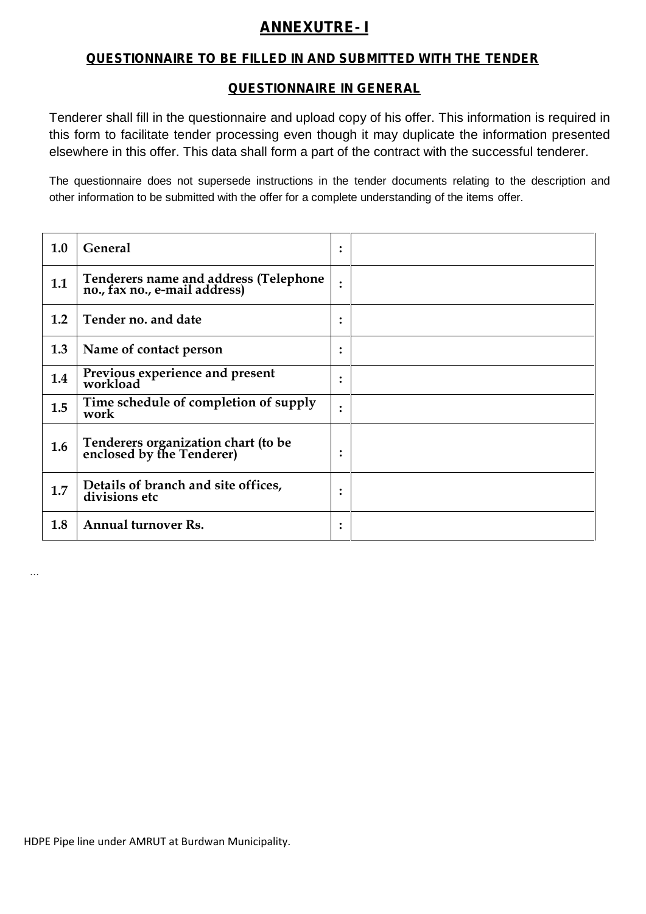## ANNEXUTRE- I

### QUESTIONNAIRE TO BE FILLED IN AND SUBMITTED WITH THE TENDER

### QUESTIONNAIRE IN GENERAL

Tenderer shall fill in the questionnaire and upload copy of his offer. This information is required in this form to facilitate tender processing even though it may duplicate the information presented elsewhere in this offer. This data shall form a part of the contract with the successful tenderer.

The questionnaire does not supersede instructions in the tender documents relating to the description and other information to be submitted with the offer for a complete understanding of the items offer.

| | | | |
|---|---|---|---|
| **1.0** | **General** | **:** | |
| **1.1** | **Tenderers name and address (Telephone no., fax no., e-mail address)** | **:** | |
| **1.2** | **Tender no. and date** | **:** | |
| **1.3** | **Name of contact person** | **:** | |
| **1.4** | **Previous experience and present workload** | **:** | |
| **1.5** | **Time schedule of completion of supply work** | **:** | |
| **1.6** | **Tenderers organization chart (to be enclosed by the Tenderer)** | **:** | |
| **1.7** | **Details of branch and site offices, divisions etc** | **:** | |
| **1.8** | **Annual turnover Rs.** | **:** | |

…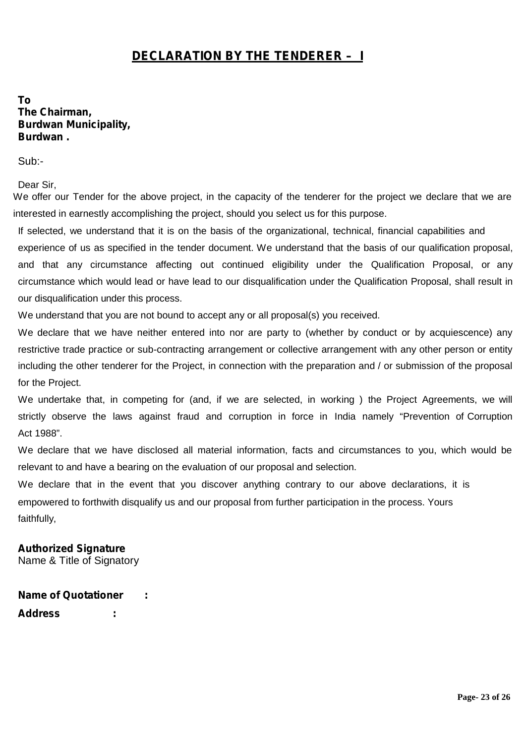# DECLARATION BY THE TENDERER – I

**To**
**The Chairman,**
**Burdwan Municipality,**
**Burdwan .**

Sub:-

Dear Sir,

We offer our Tender for the above project, in the capacity of the tenderer for the project we declare that we are interested in earnestly accomplishing the project, should you select us for this purpose.

If selected, we understand that it is on the basis of the organizational, technical, financial capabilities and experience of us as specified in the tender document. We understand that the basis of our qualification proposal, and that any circumstance affecting out continued eligibility under the Qualification Proposal, or any circumstance which would lead or have lead to our disqualification under the Qualification Proposal, shall result in our disqualification under this process.

We understand that you are not bound to accept any or all proposal(s) you received.

We declare that we have neither entered into nor are party to (whether by conduct or by acquiescence) any restrictive trade practice or sub-contracting arrangement or collective arrangement with any other person or entity including the other tenderer for the Project, in connection with the preparation and / or submission of the proposal for the Project.

We undertake that, in competing for (and, if we are selected, in working ) the Project Agreements, we will strictly observe the laws against fraud and corruption in force in India namely "Prevention of Corruption Act 1988".

We declare that we have disclosed all material information, facts and circumstances to you, which would be relevant to and have a bearing on the evaluation of our proposal and selection.

We declare that in the event that you discover anything contrary to our above declarations, it is empowered to forthwith disqualify us and our proposal from further participation in the process. Yours faithfully,

**Authorized Signature**
Name & Title of Signatory

**Name of Quotationer :**

**Address :**